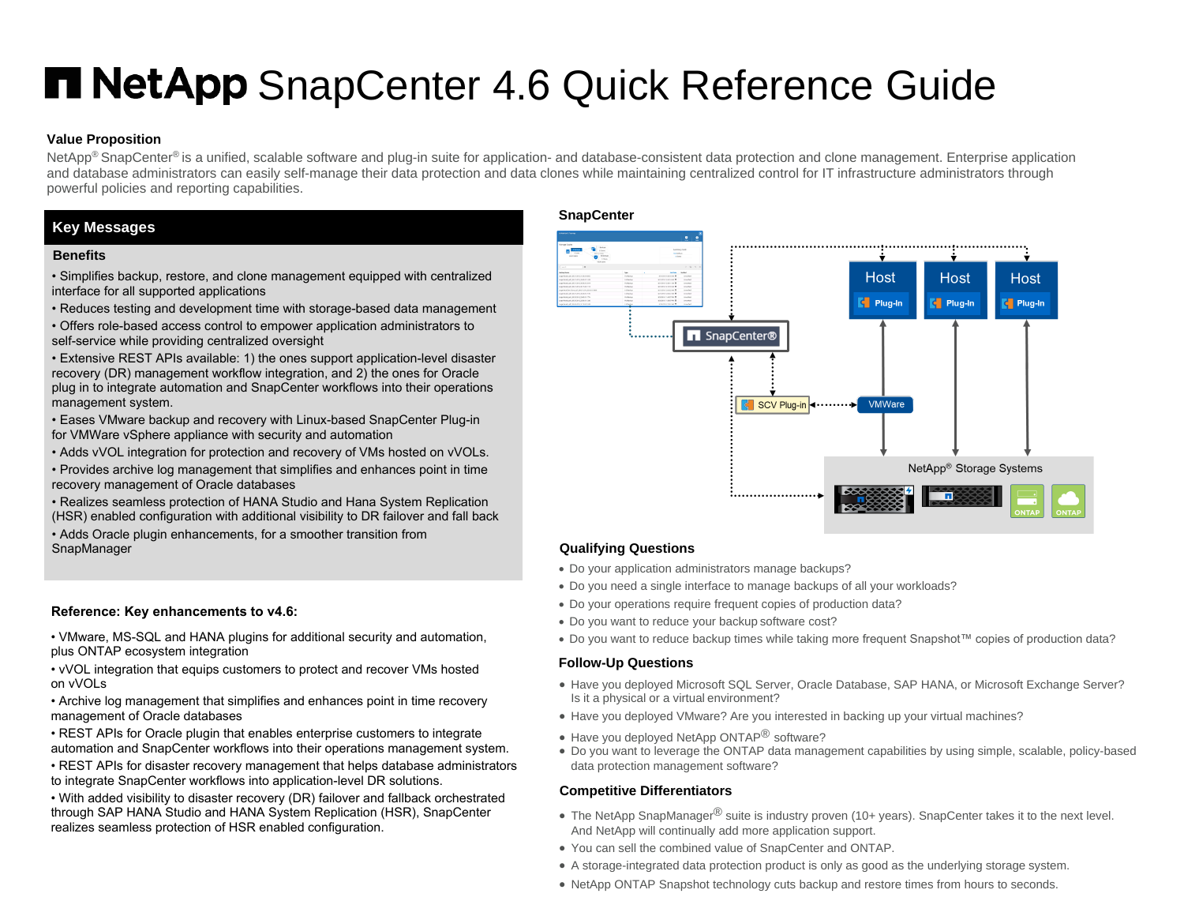# NetApp SnapCenter 4.6 Quick Reference Guide

## Value Proposition

NetApp® SnapCenter® is a unified, scalable software and plug-in suite for application- and database-consistent data protection and clone management. Enterprise application and database administrators can easily self-manage their data protection and data clones while maintaining centralized control for IT infrastructure administrators through powerful policies and reporting capabilities.

## Key Messages

### Benefits

- Simplifies backup, restore, and clone management equipped with centralized interface for all supported applications
- Reduces testing and development time with storage-based data management
- Offers role-based access control to empower application administrators to self-service while providing centralized oversight
- Extensive REST APIs available: 1) the ones support application-level disaster recovery (DR) management workflow integration, and 2) the ones for Oracle plug in to integrate automation and SnapCenter workflows into their operations management system.
- Eases VMware backup and recovery with Linux-based SnapCenter Plug-in for VMWare vSphere appliance with security and automation
- Adds vVOL integration for protection and recovery of VMs hosted on vVOLs.
- Provides archive log management that simplifies and enhances point in time recovery management of Oracle databases
- Realizes seamless protection of HANA Studio and Hana System Replication (HSR) enabled configuration with additional visibility to DR failover and fall back
- Adds Oracle plugin enhancements, for a smoother transition from SnapManager

### Reference: Key enhancements to v4.6:

- VMware, MS-SQL and HANA plugins for additional security and automation, plus ONTAP ecosystem integration
- vVOL integration that equips customers to protect and recover VMs hosted on vVOLs
- Archive log management that simplifies and enhances point in time recovery management of Oracle databases
- REST APIs for Oracle plugin that enables enterprise customers to integrate automation and SnapCenter workflows into their operations management system.
- REST APIs for disaster recovery management that helps database administrators to integrate SnapCenter workflows into application-level DR solutions.
- With added visibility to disaster recovery (DR) failover and fallback orchestrated through SAP HANA Studio and HANA System Replication (HSR), SnapCenter realizes seamless protection of HSR enabled configuration.

## SnapCenter

SnapCenter® | Host Plug-In | Host Plug-In | Host Plug-In | SCV Plug-in | VMWare | NetApp® Storage Systems | ONTAP | ONTAP

## Qualifying Questions

- Do your application administrators manage backups?
- Do you need a single interface to manage backups of all your workloads?
- Do your operations require frequent copies of production data?
- Do you want to reduce your backup software cost?
- Do you want to reduce backup times while taking more frequent Snapshot™ copies of production data?

## Follow-Up Questions

- Have you deployed Microsoft SQL Server, Oracle Database, SAP HANA, or Microsoft Exchange Server? Is it a physical or a virtual environment?
- Have you deployed VMware? Are you interested in backing up your virtual machines?
- Have you deployed NetApp ONTAP® software?
- Do you want to leverage the ONTAP data management capabilities by using simple, scalable, policy-based data protection management software?

## Competitive Differentiators

- The NetApp SnapManager® suite is industry proven (10+ years). SnapCenter takes it to the next level. And NetApp will continually add more application support.
- You can sell the combined value of SnapCenter and ONTAP.
- A storage-integrated data protection product is only as good as the underlying storage system.
- NetApp ONTAP Snapshot technology cuts backup and restore times from hours to seconds.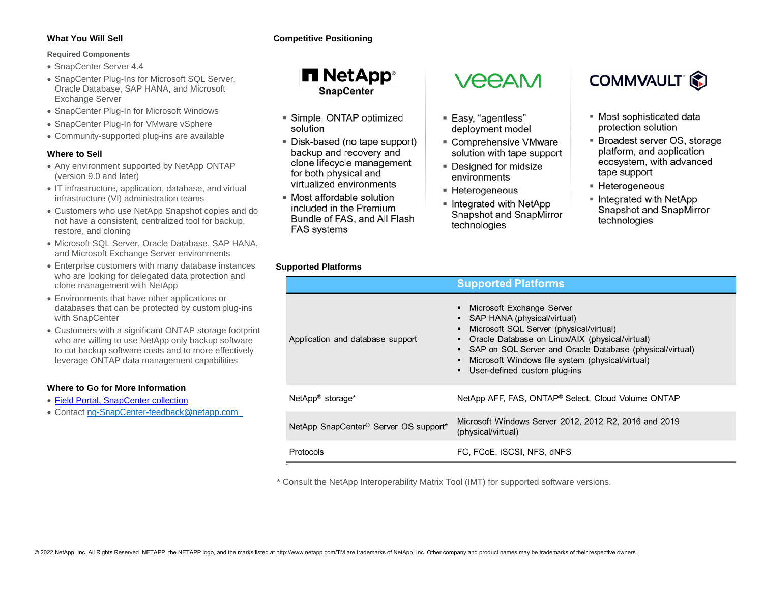## What You Will Sell

**Required Components**

- SnapCenter Server 4.4
- SnapCenter Plug-Ins for Microsoft SQL Server, Oracle Database, SAP HANA, and Microsoft Exchange Server
- SnapCenter Plug-In for Microsoft Windows
- SnapCenter Plug-In for VMware vSphere
- Community-supported plug-ins are available

## Where to Sell

- Any environment supported by NetApp ONTAP (version 9.0 and later)
- IT infrastructure, application, database, and virtual infrastructure (VI) administration teams
- Customers who use NetApp Snapshot copies and do not have a consistent, centralized tool for backup, restore, and cloning
- Microsoft SQL Server, Oracle Database, SAP HANA, and Microsoft Exchange Server environments
- Enterprise customers with many database instances who are looking for delegated data protection and clone management with NetApp
- Environments that have other applications or databases that can be protected by custom plug-ins with SnapCenter
- Customers with a significant ONTAP storage footprint who are willing to use NetApp only backup software to cut backup software costs and to more effectively leverage ONTAP data management capabilities

## Where to Go for More Information

- [Field Portal, SnapCenter collection]()
- Contact [ng-SnapCenter-feedback@netapp.com]()

## Competitive Positioning

**NetApp SnapCenter**

- Simple, ONTAP optimized solution
- Disk-based (no tape support) backup and recovery and clone lifecycle management for both physical and virtualized environments
- Most affordable solution included in the Premium Bundle of FAS, and All Flash FAS systems

**Veeam**

- Easy, "agentless" deployment model
- Comprehensive VMware solution with tape support
- Designed for midsize environments
- Heterogeneous
- Integrated with NetApp Snapshot and SnapMirror technologies

**Commvault**

- Most sophisticated data protection solution
- Broadest server OS, storage platform, and application ecosystem, with advanced tape support
- Heterogeneous
- Integrated with NetApp Snapshot and SnapMirror technologies

## Supported Platforms

| | Supported Platforms |
|---|---|
| Application and database support | ▪ Microsoft Exchange Server<br>▪ SAP HANA (physical/virtual)<br>▪ Microsoft SQL Server (physical/virtual)<br>▪ Oracle Database on Linux/AIX (physical/virtual)<br>▪ SAP on SQL Server and Oracle Database (physical/virtual)<br>▪ Microsoft Windows file system (physical/virtual)<br>▪ User-defined custom plug-ins |
| NetApp® storage* | NetApp AFF, FAS, ONTAP® Select, Cloud Volume ONTAP |
| NetApp SnapCenter® Server OS support* | Microsoft Windows Server 2012, 2012 R2, 2016 and 2019 (physical/virtual) |
| Protocols | FC, FCoE, iSCSI, NFS, dNFS |

* Consult the NetApp Interoperability Matrix Tool (IMT) for supported software versions.

© 2022 NetApp, Inc. All Rights Reserved. NETAPP, the NETAPP logo, and the marks listed at http://www.netapp.com/TM are trademarks of NetApp, Inc. Other company and product names may be trademarks of their respective owners.